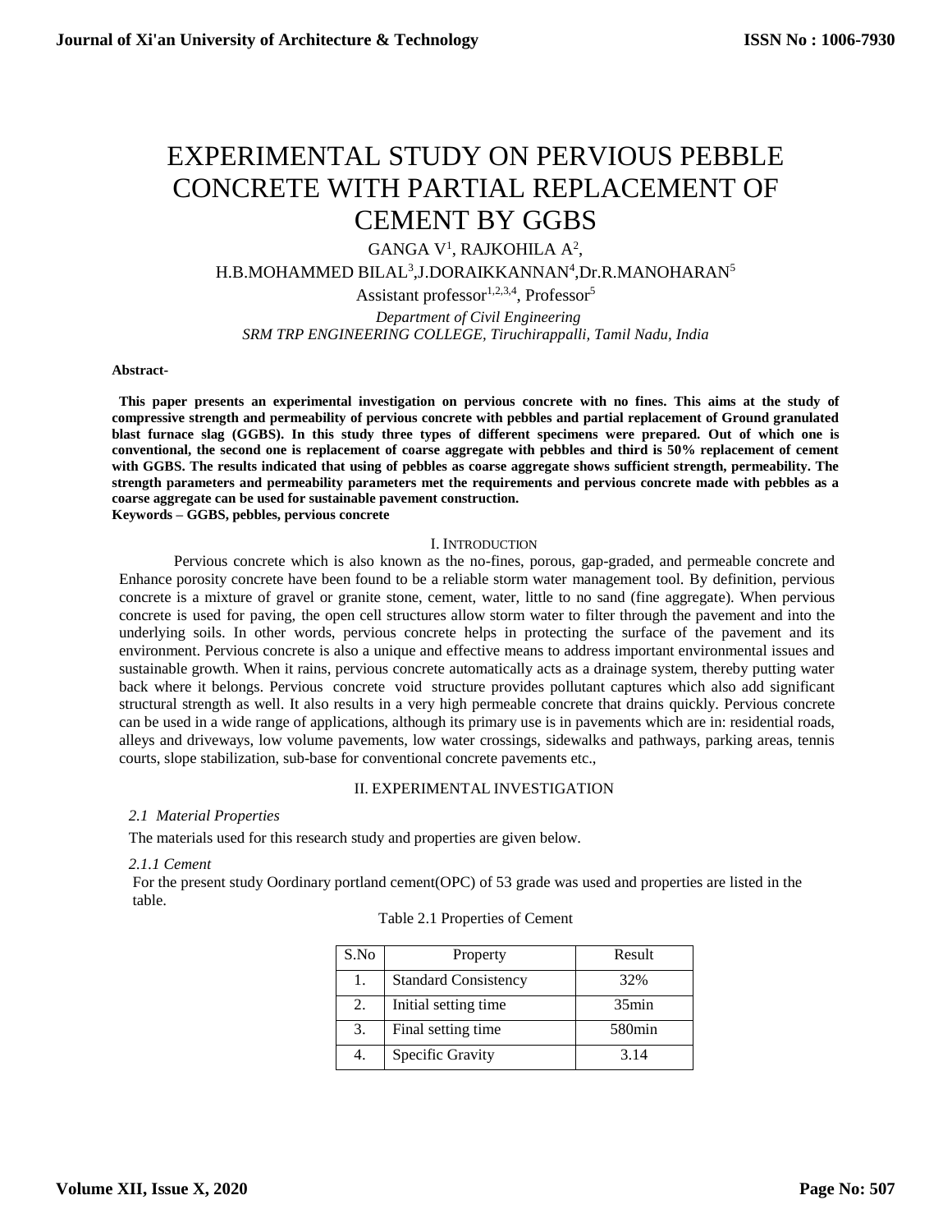# EXPERIMENTAL STUDY ON PERVIOUS PEBBLE CONCRETE WITH PARTIAL REPLACEMENT OF CEMENT BY GGBS

GANGA V[1], RAJKOHILA A[2], H.B.MOHAMMED BILAL[3],J.DORAIKKANNAN[4],Dr.R.MANOHARAN[5]

Assistant professor[1,2,3,4], Professor[5]

*Department of Civil Engineering*

*SRM TRP ENGINEERING COLLEGE, Tiruchirappalli, Tamil Nadu, India*

**Abstract-**

**This paper presents an experimental investigation on pervious concrete with no fines. This aims at the study of compressive strength and permeability of pervious concrete with pebbles and partial replacement of Ground granulated blast furnace slag (GGBS). In this study three types of different specimens were prepared. Out of which one is conventional, the second one is replacement of coarse aggregate with pebbles and third is 50% replacement of cement with GGBS. The results indicated that using of pebbles as coarse aggregate shows sufficient strength, permeability. The strength parameters and permeability parameters met the requirements and pervious concrete made with pebbles as a coarse aggregate can be used for sustainable pavement construction.**

**Keywords – GGBS, pebbles, pervious concrete**

## I. Introduction

Pervious concrete which is also known as the no-fines, porous, gap-graded, and permeable concrete and Enhance porosity concrete have been found to be a reliable storm water management tool. By definition, pervious concrete is a mixture of gravel or granite stone, cement, water, little to no sand (fine aggregate). When pervious concrete is used for paving, the open cell structures allow storm water to filter through the pavement and into the underlying soils. In other words, pervious concrete helps in protecting the surface of the pavement and its environment. Pervious concrete is also a unique and effective means to address important environmental issues and sustainable growth. When it rains, pervious concrete automatically acts as a drainage system, thereby putting water back where it belongs. Pervious concrete void structure provides pollutant captures which also add significant structural strength as well. It also results in a very high permeable concrete that drains quickly. Pervious concrete can be used in a wide range of applications, although its primary use is in pavements which are in: residential roads, alleys and driveways, low volume pavements, low water crossings, sidewalks and pathways, parking areas, tennis courts, slope stabilization, sub-base for conventional concrete pavements etc.,

## II. EXPERIMENTAL INVESTIGATION

### *2.1 Material Properties*

The materials used for this research study and properties are given below.

#### *2.1.1 Cement*

For the present study Oordinary portland cement(OPC) of 53 grade was used and properties are listed in the table.

Table 2.1 Properties of Cement

| S.No | Property | Result |
|---|---|---|
| 1. | Standard Consistency | 32% |
| 2. | Initial setting time | 35min |
| 3. | Final setting time | 580min |
| 4. | Specific Gravity | 3.14 |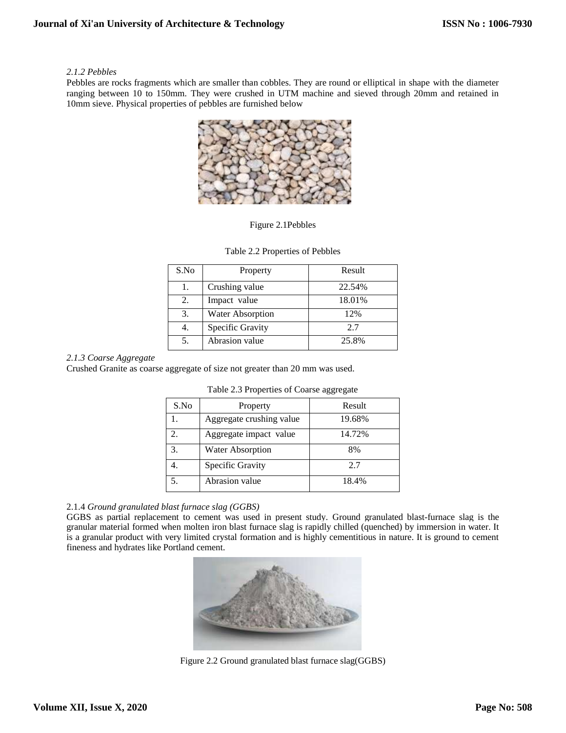*2.1.2 Pebbles*

Pebbles are rocks fragments which are smaller than cobbles. They are round or elliptical in shape with the diameter ranging between 10 to 150mm. They were crushed in UTM machine and sieved through 20mm and retained in 10mm sieve. Physical properties of pebbles are furnished below

Figure 2.1Pebbles

Table 2.2 Properties of Pebbles

| S.No | Property | Result |
|---|---|---|
| 1. | Crushing value | 22.54% |
| 2. | Impact value | 18.01% |
| 3. | Water Absorption | 12% |
| 4. | Specific Gravity | 2.7 |
| 5. | Abrasion value | 25.8% |

*2.1.3 Coarse Aggregate*

Crushed Granite as coarse aggregate of size not greater than 20 mm was used.

Table 2.3 Properties of Coarse aggregate

| S.No | Property | Result |
|---|---|---|
| 1. | Aggregate crushing value | 19.68% |
| 2. | Aggregate impact value | 14.72% |
| 3. | Water Absorption | 8% |
| 4. | Specific Gravity | 2.7 |
| 5. | Abrasion value | 18.4% |

2.1.4 *Ground granulated blast furnace slag (GGBS)*

GGBS as partial replacement to cement was used in present study. Ground granulated blast-furnace slag is the granular material formed when molten iron blast furnace slag is rapidly chilled (quenched) by immersion in water. It is a granular product with very limited crystal formation and is highly cementitious in nature. It is ground to cement fineness and hydrates like Portland cement.

Figure 2.2 Ground granulated blast furnace slag(GGBS)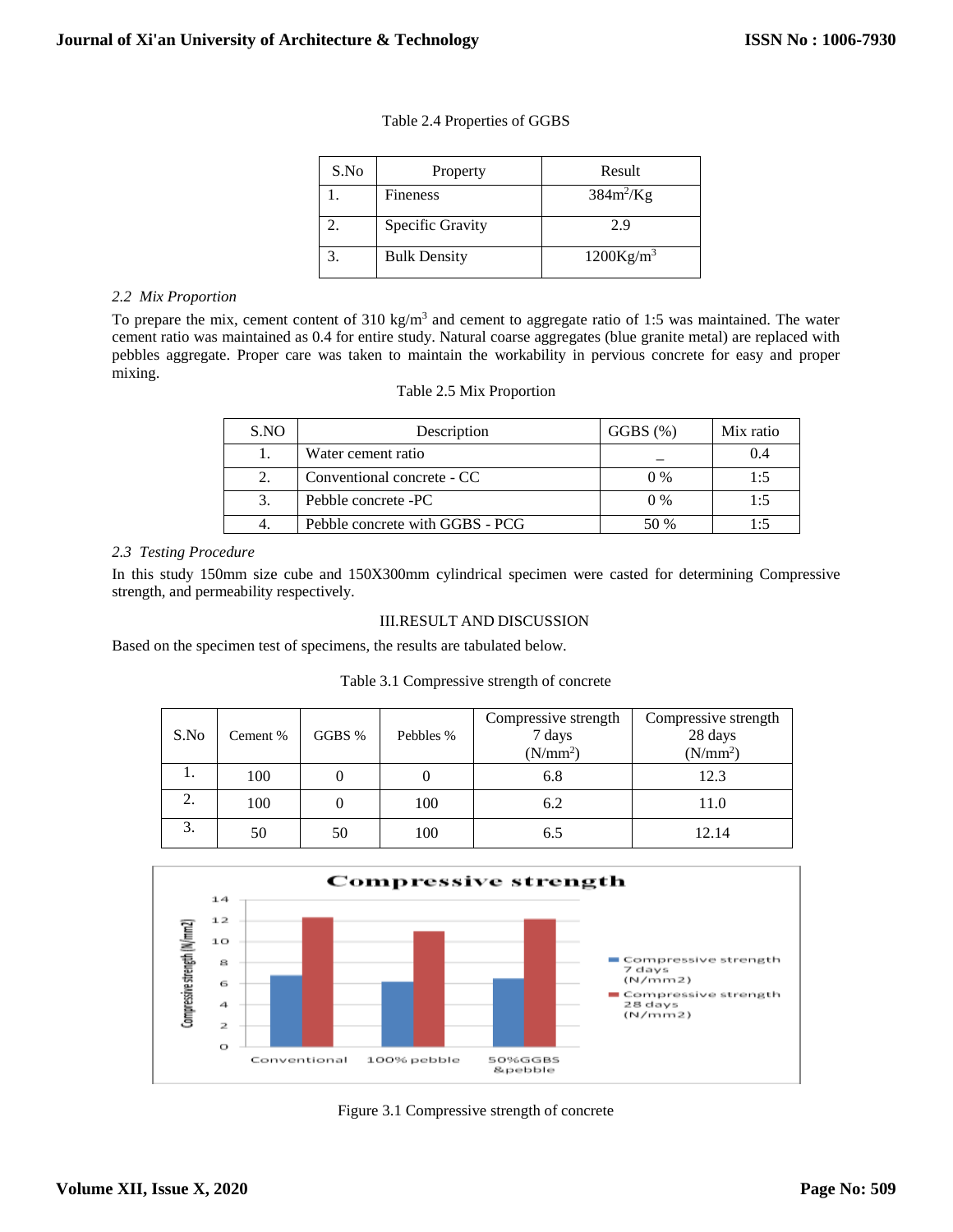Table 2.4 Properties of GGBS

| S.No | Property | Result |
|---|---|---|
| 1. | Fineness | $384m^2/Kg$ |
| 2. | Specific Gravity | 2.9 |
| 3. | Bulk Density | $1200Kg/m^3$ |

*2.2 Mix Proportion*

To prepare the mix, cement content of 310 $kg/m^3$ and cement to aggregate ratio of 1:5 was maintained. The water cement ratio was maintained as 0.4 for entire study. Natural coarse aggregates (blue granite metal) are replaced with pebbles aggregate. Proper care was taken to maintain the workability in pervious concrete for easy and proper mixing.

Table 2.5 Mix Proportion

| S.NO | Description | GGBS (%) | Mix ratio |
|---|---|---|---|
| 1. | Water cement ratio | _ | 0.4 |
| 2. | Conventional concrete - CC | 0 % | 1:5 |
| 3. | Pebble concrete -PC | 0 % | 1:5 |
| 4. | Pebble concrete with GGBS - PCG | 50 % | 1:5 |

*2.3 Testing Procedure*

In this study 150mm size cube and 150X300mm cylindrical specimen were casted for determining Compressive strength, and permeability respectively.

## III.RESULT AND DISCUSSION

Based on the specimen test of specimens, the results are tabulated below.

Table 3.1 Compressive strength of concrete

| S.No | Cement % | GGBS % | Pebbles % | Compressive strength 7 days ($N/mm^2$) | Compressive strength 28 days ($N/mm^2$) |
|---|---|---|---|---|---|
| 1. | 100 | 0 | 0 | 6.8 | 12.3 |
| 2. | 100 | 0 | 100 | 6.2 | 11.0 |
| 3. | 50 | 50 | 100 | 6.5 | 12.14 |

Figure 3.1 Compressive strength of concrete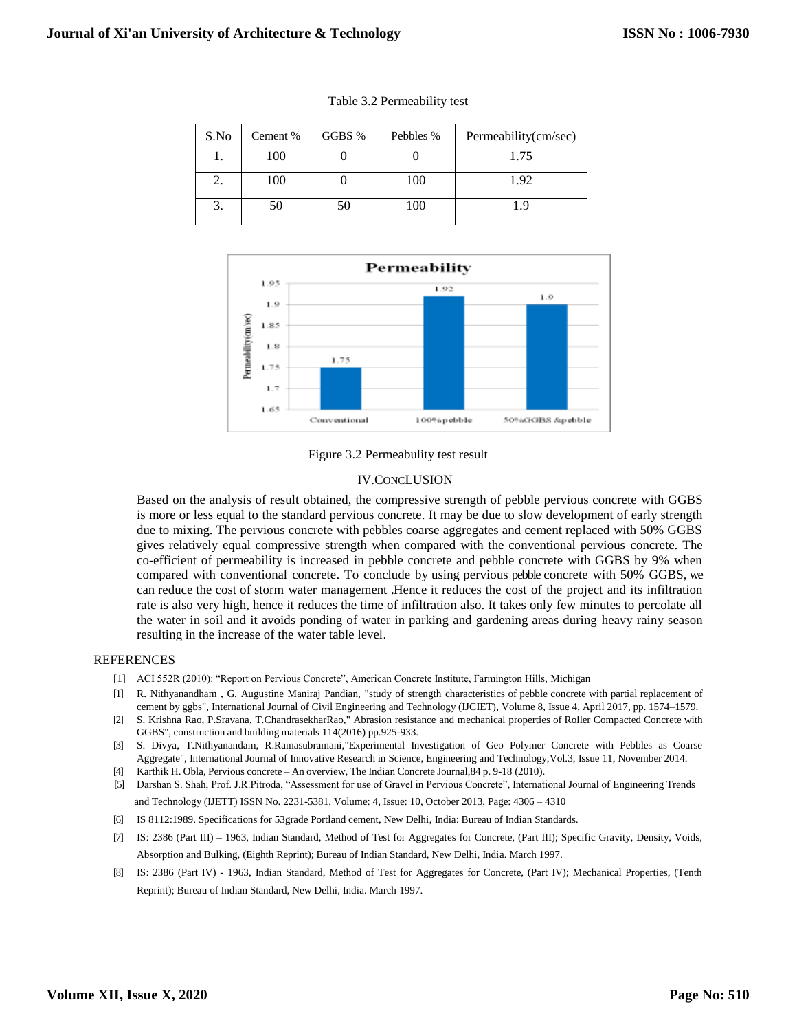Table 3.2 Permeability test

| S.No | Cement % | GGBS % | Pebbles % | Permeability(cm/sec) |
|---|---|---|---|---|
| 1. | 100 | 0 | 0 | 1.75 |
| 2. | 100 | 0 | 100 | 1.92 |
| 3. | 50 | 50 | 100 | 1.9 |

Permeability

Permeability(cm/sec)

1.95
1.9
1.85
1.8
1.75
1.7
1.65

1.75
1.92
1.9

Conventional
100%pebble
50%GGBS &pebble

Figure 3.2 Permeabulity test result

## IV.CONCLUSION

Based on the analysis of result obtained, the compressive strength of pebble pervious concrete with GGBS is more or less equal to the standard pervious concrete. It may be due to slow development of early strength due to mixing. The pervious concrete with pebbles coarse aggregates and cement replaced with 50% GGBS gives relatively equal compressive strength when compared with the conventional pervious concrete. The co-efficient of permeability is increased in pebble concrete and pebble concrete with GGBS by 9% when compared with conventional concrete. To conclude by using pervious pebble concrete with 50% GGBS, we can reduce the cost of storm water management .Hence it reduces the cost of the project and its infiltration rate is also very high, hence it reduces the time of infiltration also. It takes only few minutes to percolate all the water in soil and it avoids ponding of water in parking and gardening areas during heavy rainy season resulting in the increase of the water table level.

## REFERENCES

[1] ACI 552R (2010): "Report on Pervious Concrete", American Concrete Institute, Farmington Hills, Michigan

[1] R. Nithyanandham , G. Augustine Maniraj Pandian, "study of strength characteristics of pebble concrete with partial replacement of cement by ggbs", International Journal of Civil Engineering and Technology (IJCIET), Volume 8, Issue 4, April 2017, pp. 1574–1579.

[2] S. Krishna Rao, P.Sravana, T.ChandrasekharRao," Abrasion resistance and mechanical properties of Roller Compacted Concrete with GGBS", construction and building materials 114(2016) pp.925-933.

[3] S. Divya, T.Nithyanandam, R.Ramasubramani,"Experimental Investigation of Geo Polymer Concrete with Pebbles as Coarse Aggregate", International Journal of Innovative Research in Science, Engineering and Technology,Vol.3, Issue 11, November 2014.

[4] Karthik H. Obla, Pervious concrete – An overview, The Indian Concrete Journal,84 p. 9-18 (2010).

[5] Darshan S. Shah, Prof. J.R.Pitroda, "Assessment for use of Gravel in Pervious Concrete", International Journal of Engineering Trends and Technology (IJETT) ISSN No. 2231-5381, Volume: 4, Issue: 10, October 2013, Page: 4306 – 4310

[6] IS 8112:1989. Specifications for 53grade Portland cement, New Delhi, India: Bureau of Indian Standards.

[7] IS: 2386 (Part III) – 1963, Indian Standard, Method of Test for Aggregates for Concrete, (Part III); Specific Gravity, Density, Voids, Absorption and Bulking, (Eighth Reprint); Bureau of Indian Standard, New Delhi, India. March 1997.

[8] IS: 2386 (Part IV) - 1963, Indian Standard, Method of Test for Aggregates for Concrete, (Part IV); Mechanical Properties, (Tenth Reprint); Bureau of Indian Standard, New Delhi, India. March 1997.